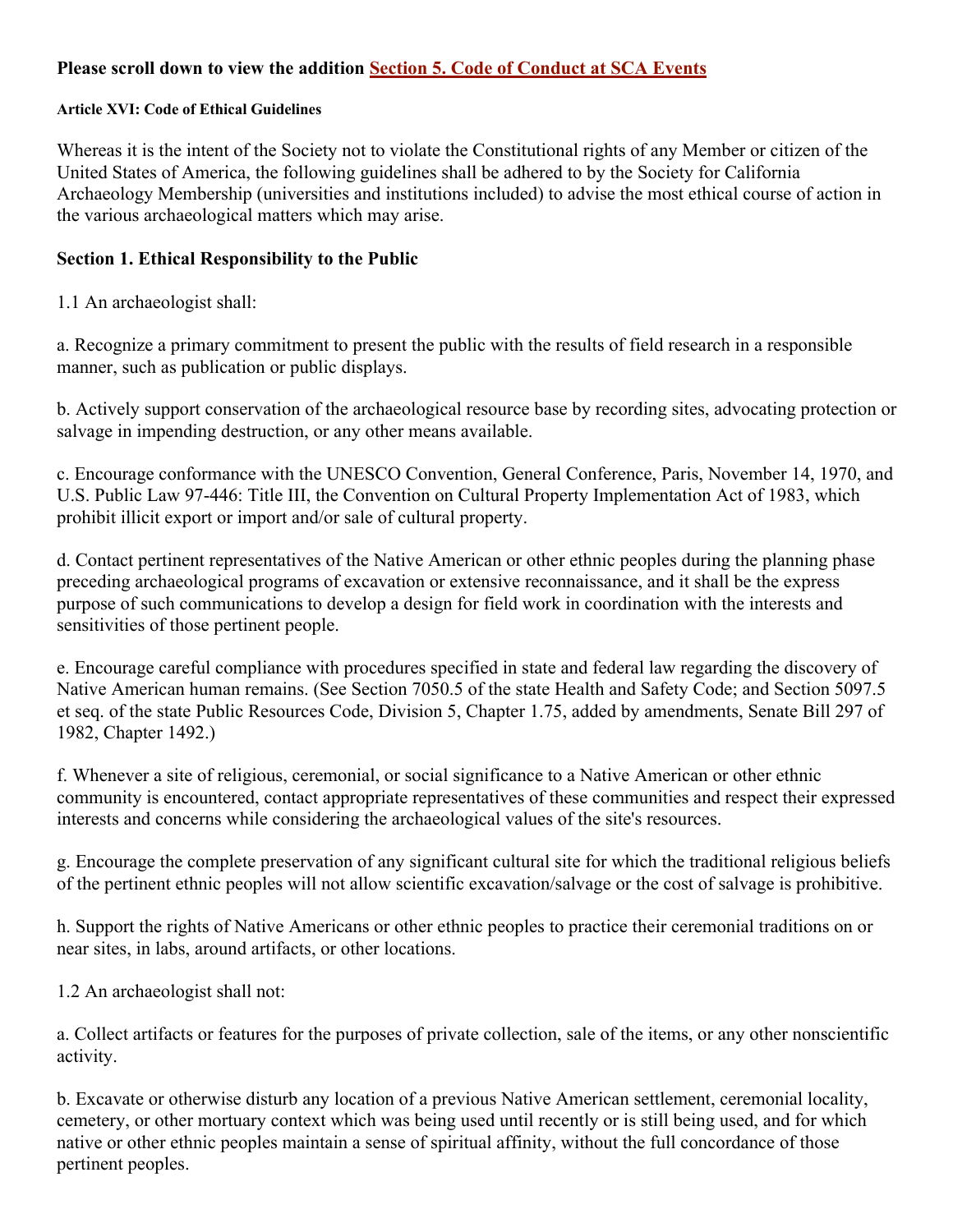**Please scroll down to view the addition [Section 5. Code of Conduct at SCA Events]**

#### Article XVI: Code of Ethical Guidelines

Whereas it is the intent of the Society not to violate the Constitutional rights of any Member or citizen of the United States of America, the following guidelines shall be adhered to by the Society for California Archaeology Membership (universities and institutions included) to advise the most ethical course of action in the various archaeological matters which may arise.

### Section 1. Ethical Responsibility to the Public

1.1 An archaeologist shall:

a. Recognize a primary commitment to present the public with the results of field research in a responsible manner, such as publication or public displays.

b. Actively support conservation of the archaeological resource base by recording sites, advocating protection or salvage in impending destruction, or any other means available.

c. Encourage conformance with the UNESCO Convention, General Conference, Paris, November 14, 1970, and U.S. Public Law 97-446: Title III, the Convention on Cultural Property Implementation Act of 1983, which prohibit illicit export or import and/or sale of cultural property.

d. Contact pertinent representatives of the Native American or other ethnic peoples during the planning phase preceding archaeological programs of excavation or extensive reconnaissance, and it shall be the express purpose of such communications to develop a design for field work in coordination with the interests and sensitivities of those pertinent people.

e. Encourage careful compliance with procedures specified in state and federal law regarding the discovery of Native American human remains. (See Section 7050.5 of the state Health and Safety Code; and Section 5097.5 et seq. of the state Public Resources Code, Division 5, Chapter 1.75, added by amendments, Senate Bill 297 of 1982, Chapter 1492.)

f. Whenever a site of religious, ceremonial, or social significance to a Native American or other ethnic community is encountered, contact appropriate representatives of these communities and respect their expressed interests and concerns while considering the archaeological values of the site's resources.

g. Encourage the complete preservation of any significant cultural site for which the traditional religious beliefs of the pertinent ethnic peoples will not allow scientific excavation/salvage or the cost of salvage is prohibitive.

h. Support the rights of Native Americans or other ethnic peoples to practice their ceremonial traditions on or near sites, in labs, around artifacts, or other locations.

1.2 An archaeologist shall not:

a. Collect artifacts or features for the purposes of private collection, sale of the items, or any other nonscientific activity.

b. Excavate or otherwise disturb any location of a previous Native American settlement, ceremonial locality, cemetery, or other mortuary context which was being used until recently or is still being used, and for which native or other ethnic peoples maintain a sense of spiritual affinity, without the full concordance of those pertinent peoples.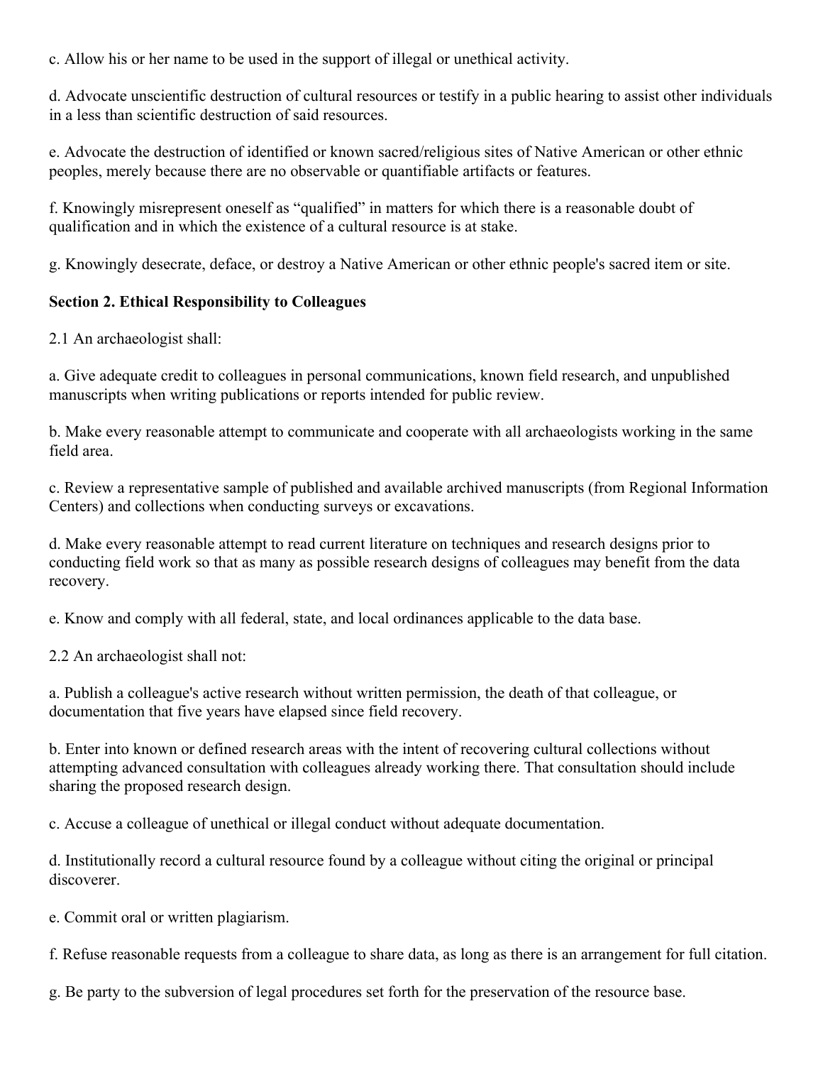c. Allow his or her name to be used in the support of illegal or unethical activity.

d. Advocate unscientific destruction of cultural resources or testify in a public hearing to assist other individuals in a less than scientific destruction of said resources.

e. Advocate the destruction of identified or known sacred/religious sites of Native American or other ethnic peoples, merely because there are no observable or quantifiable artifacts or features.

f. Knowingly misrepresent oneself as “qualified” in matters for which there is a reasonable doubt of qualification and in which the existence of a cultural resource is at stake.

g. Knowingly desecrate, deface, or destroy a Native American or other ethnic people's sacred item or site.

**Section 2. Ethical Responsibility to Colleagues**

2.1 An archaeologist shall:

a. Give adequate credit to colleagues in personal communications, known field research, and unpublished manuscripts when writing publications or reports intended for public review.

b. Make every reasonable attempt to communicate and cooperate with all archaeologists working in the same field area.

c. Review a representative sample of published and available archived manuscripts (from Regional Information Centers) and collections when conducting surveys or excavations.

d. Make every reasonable attempt to read current literature on techniques and research designs prior to conducting field work so that as many as possible research designs of colleagues may benefit from the data recovery.

e. Know and comply with all federal, state, and local ordinances applicable to the data base.

2.2 An archaeologist shall not:

a. Publish a colleague's active research without written permission, the death of that colleague, or documentation that five years have elapsed since field recovery.

b. Enter into known or defined research areas with the intent of recovering cultural collections without attempting advanced consultation with colleagues already working there. That consultation should include sharing the proposed research design.

c. Accuse a colleague of unethical or illegal conduct without adequate documentation.

d. Institutionally record a cultural resource found by a colleague without citing the original or principal discoverer.

e. Commit oral or written plagiarism.

f. Refuse reasonable requests from a colleague to share data, as long as there is an arrangement for full citation.

g. Be party to the subversion of legal procedures set forth for the preservation of the resource base.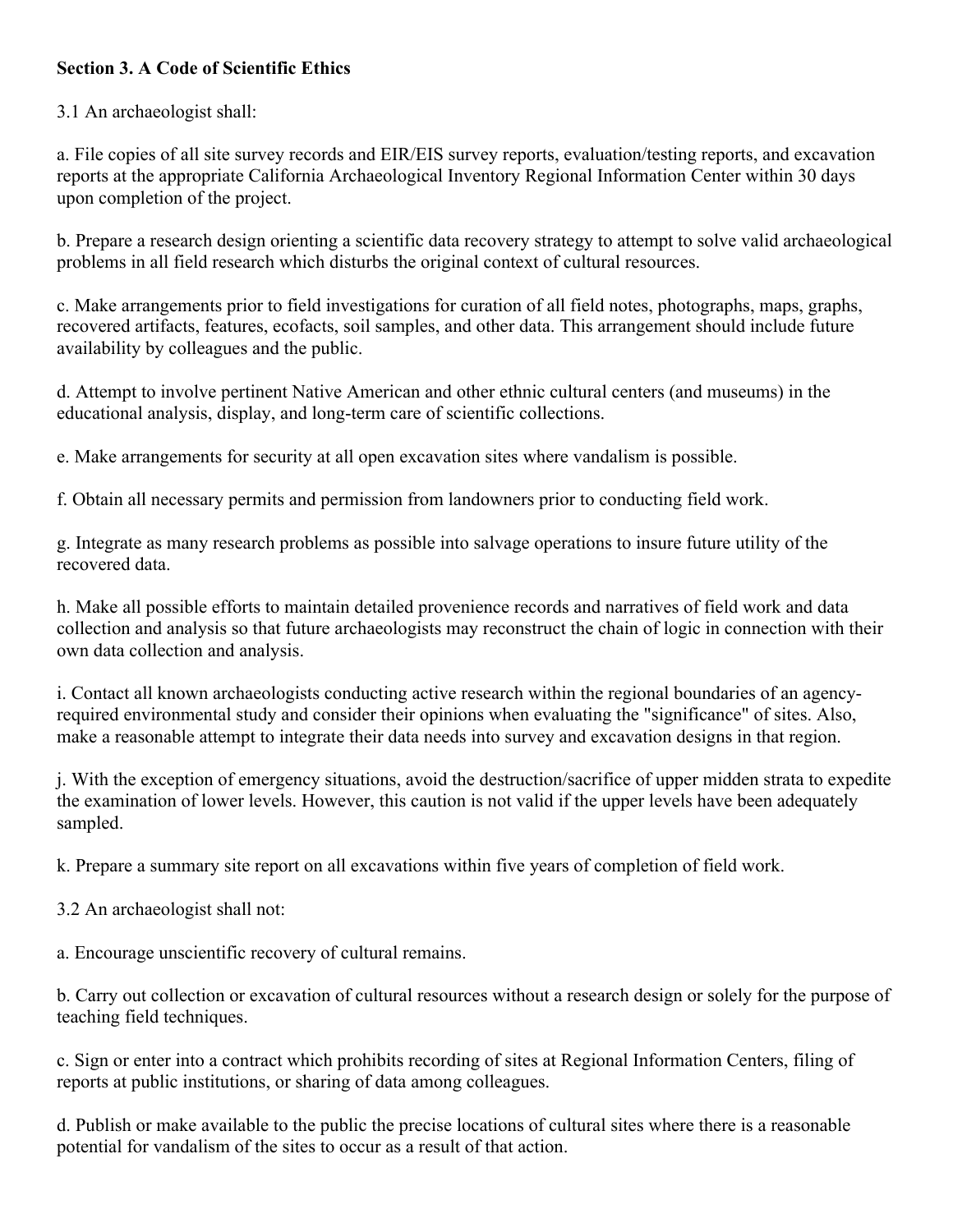**Section 3. A Code of Scientific Ethics**

3.1 An archaeologist shall:

a. File copies of all site survey records and EIR/EIS survey reports, evaluation/testing reports, and excavation reports at the appropriate California Archaeological Inventory Regional Information Center within 30 days upon completion of the project.

b. Prepare a research design orienting a scientific data recovery strategy to attempt to solve valid archaeological problems in all field research which disturbs the original context of cultural resources.

c. Make arrangements prior to field investigations for curation of all field notes, photographs, maps, graphs, recovered artifacts, features, ecofacts, soil samples, and other data. This arrangement should include future availability by colleagues and the public.

d. Attempt to involve pertinent Native American and other ethnic cultural centers (and museums) in the educational analysis, display, and long-term care of scientific collections.

e. Make arrangements for security at all open excavation sites where vandalism is possible.

f. Obtain all necessary permits and permission from landowners prior to conducting field work.

g. Integrate as many research problems as possible into salvage operations to insure future utility of the recovered data.

h. Make all possible efforts to maintain detailed provenience records and narratives of field work and data collection and analysis so that future archaeologists may reconstruct the chain of logic in connection with their own data collection and analysis.

i. Contact all known archaeologists conducting active research within the regional boundaries of an agency-required environmental study and consider their opinions when evaluating the "significance" of sites. Also, make a reasonable attempt to integrate their data needs into survey and excavation designs in that region.

j. With the exception of emergency situations, avoid the destruction/sacrifice of upper midden strata to expedite the examination of lower levels. However, this caution is not valid if the upper levels have been adequately sampled.

k. Prepare a summary site report on all excavations within five years of completion of field work.

3.2 An archaeologist shall not:

a. Encourage unscientific recovery of cultural remains.

b. Carry out collection or excavation of cultural resources without a research design or solely for the purpose of teaching field techniques.

c. Sign or enter into a contract which prohibits recording of sites at Regional Information Centers, filing of reports at public institutions, or sharing of data among colleagues.

d. Publish or make available to the public the precise locations of cultural sites where there is a reasonable potential for vandalism of the sites to occur as a result of that action.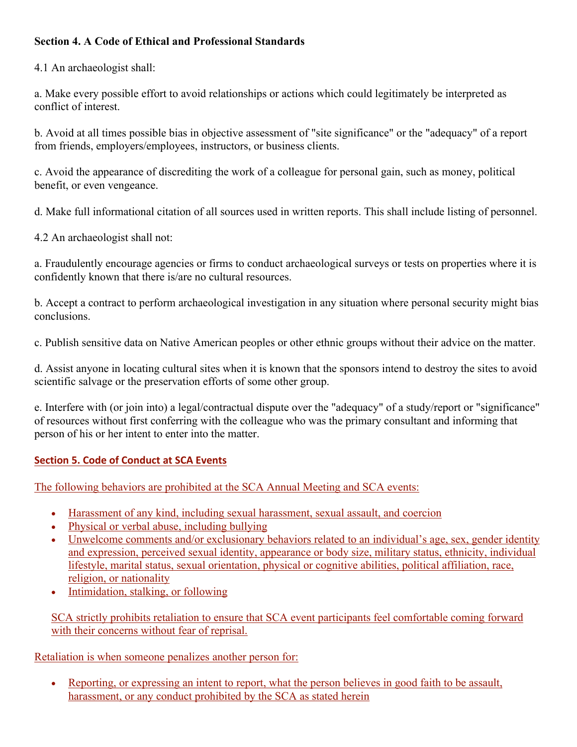**Section 4. A Code of Ethical and Professional Standards**

4.1 An archaeologist shall:

a. Make every possible effort to avoid relationships or actions which could legitimately be interpreted as conflict of interest.

b. Avoid at all times possible bias in objective assessment of "site significance" or the "adequacy" of a report from friends, employers/employees, instructors, or business clients.

c. Avoid the appearance of discrediting the work of a colleague for personal gain, such as money, political benefit, or even vengeance.

d. Make full informational citation of all sources used in written reports. This shall include listing of personnel.

4.2 An archaeologist shall not:

a. Fraudulently encourage agencies or firms to conduct archaeological surveys or tests on properties where it is confidently known that there is/are no cultural resources.

b. Accept a contract to perform archaeological investigation in any situation where personal security might bias conclusions.

c. Publish sensitive data on Native American peoples or other ethnic groups without their advice on the matter.

d. Assist anyone in locating cultural sites when it is known that the sponsors intend to destroy the sites to avoid scientific salvage or the preservation efforts of some other group.

e. Interfere with (or join into) a legal/contractual dispute over the "adequacy" of a study/report or "significance" of resources without first conferring with the colleague who was the primary consultant and informing that person of his or her intent to enter into the matter.

**Section 5. Code of Conduct at SCA Events**

The following behaviors are prohibited at the SCA Annual Meeting and SCA events:

- Harassment of any kind, including sexual harassment, sexual assault, and coercion
- Physical or verbal abuse, including bullying
- Unwelcome comments and/or exclusionary behaviors related to an individual's age, sex, gender identity and expression, perceived sexual identity, appearance or body size, military status, ethnicity, individual lifestyle, marital status, sexual orientation, physical or cognitive abilities, political affiliation, race, religion, or nationality
- Intimidation, stalking, or following

SCA strictly prohibits retaliation to ensure that SCA event participants feel comfortable coming forward with their concerns without fear of reprisal.

Retaliation is when someone penalizes another person for:

- Reporting, or expressing an intent to report, what the person believes in good faith to be assault, harassment, or any conduct prohibited by the SCA as stated herein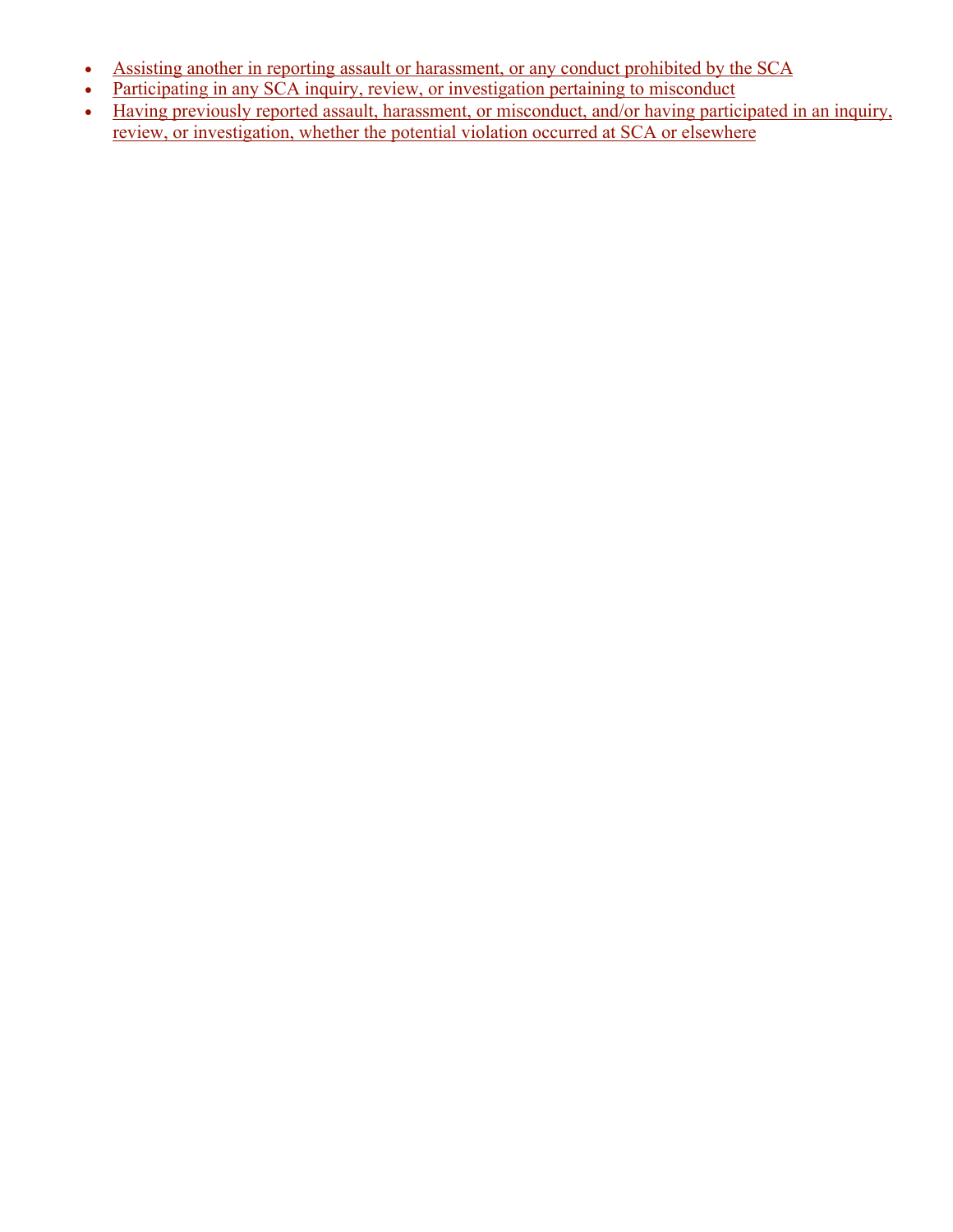- Assisting another in reporting assault or harassment, or any conduct prohibited by the SCA
- Participating in any SCA inquiry, review, or investigation pertaining to misconduct
- Having previously reported assault, harassment, or misconduct, and/or having participated in an inquiry, review, or investigation, whether the potential violation occurred at SCA or elsewhere